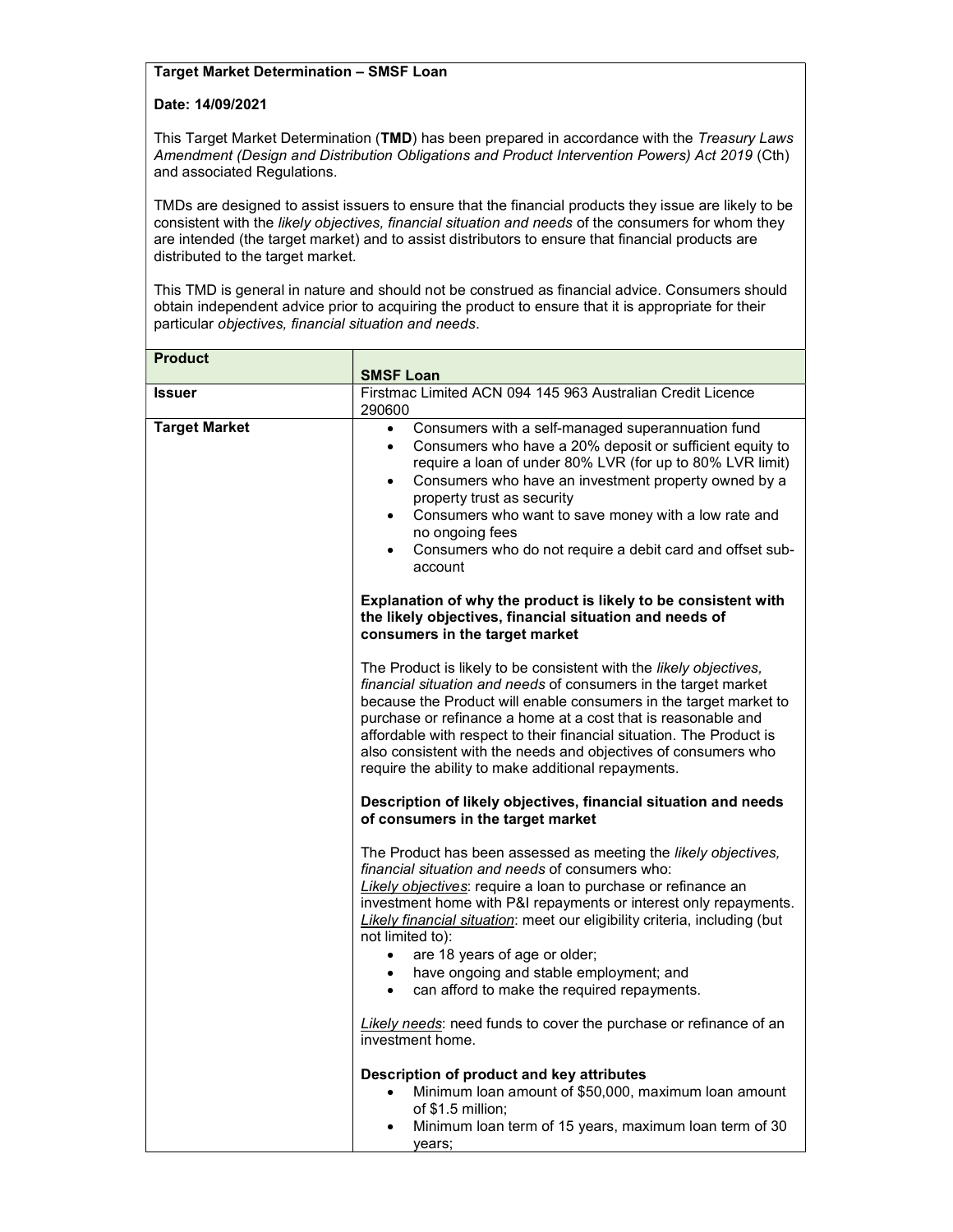**Target Market Determination – SMSF Loan**

**Date: 14/09/2021**

This Target Market Determination (**TMD**) has been prepared in accordance with the *Treasury Laws Amendment (Design and Distribution Obligations and Product Intervention Powers) Act 2019* (Cth) and associated Regulations.

TMDs are designed to assist issuers to ensure that the financial products they issue are likely to be consistent with the *likely objectives, financial situation and needs* of the consumers for whom they are intended (the target market) and to assist distributors to ensure that financial products are distributed to the target market.

This TMD is general in nature and should not be construed as financial advice. Consumers should obtain independent advice prior to acquiring the product to ensure that it is appropriate for their particular *objectives, financial situation and needs*.

| **Product** | **SMSF Loan** |
|---|---|
| **Issuer** | Firstmac Limited ACN 094 145 963 Australian Credit Licence 290600 |
| **Target Market** | • Consumers with a self-managed superannuation fund<br>• Consumers who have a 20% deposit or sufficient equity to require a loan of under 80% LVR (for up to 80% LVR limit)<br>• Consumers who have an investment property owned by a property trust as security<br>• Consumers who want to save money with a low rate and no ongoing fees<br>• Consumers who do not require a debit card and offset sub-account<br><br>**Explanation of why the product is likely to be consistent with the likely objectives, financial situation and needs of consumers in the target market**<br><br>The Product is likely to be consistent with the *likely objectives, financial situation and needs* of consumers in the target market because the Product will enable consumers in the target market to purchase or refinance a home at a cost that is reasonable and affordable with respect to their financial situation. The Product is also consistent with the needs and objectives of consumers who require the ability to make additional repayments.<br><br>**Description of likely objectives, financial situation and needs of consumers in the target market**<br><br>The Product has been assessed as meeting the *likely objectives, financial situation and needs* of consumers who:<br>*Likely objectives*: require a loan to purchase or refinance an investment home with P&I repayments or interest only repayments.<br>*Likely financial situation*: meet our eligibility criteria, including (but not limited to):<br>• are 18 years of age or older;<br>• have ongoing and stable employment; and<br>• can afford to make the required repayments.<br><br>*Likely needs*: need funds to cover the purchase or refinance of an investment home.<br><br>**Description of product and key attributes**<br>• Minimum loan amount of $50,000, maximum loan amount of $1.5 million;<br>• Minimum loan term of 15 years, maximum loan term of 30 years; |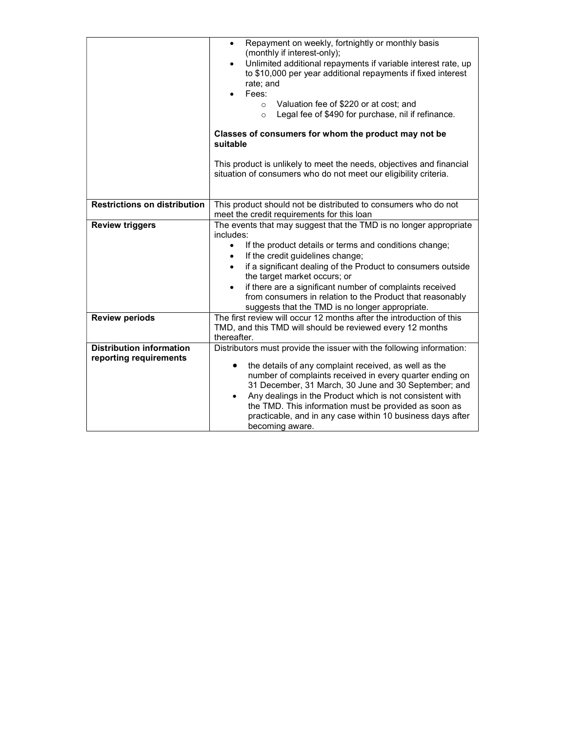| | |
|---|---|
| | • Repayment on weekly, fortnightly or monthly basis (monthly if interest-only);<br>• Unlimited additional repayments if variable interest rate, up to $10,000 per year additional repayments if fixed interest rate; and<br>• Fees:<br>  ○ Valuation fee of $220 or at cost; and<br>  ○ Legal fee of $490 for purchase, nil if refinance.<br><br>**Classes of consumers for whom the product may not be suitable**<br><br>This product is unlikely to meet the needs, objectives and financial situation of consumers who do not meet our eligibility criteria. |
| **Restrictions on distribution** | This product should not be distributed to consumers who do not meet the credit requirements for this loan |
| **Review triggers** | The events that may suggest that the TMD is no longer appropriate includes:<br>• If the product details or terms and conditions change;<br>• If the credit guidelines change;<br>• if a significant dealing of the Product to consumers outside the target market occurs; or<br>• if there are a significant number of complaints received from consumers in relation to the Product that reasonably suggests that the TMD is no longer appropriate. |
| **Review periods** | The first review will occur 12 months after the introduction of this TMD, and this TMD will should be reviewed every 12 months thereafter. |
| **Distribution information reporting requirements** | Distributors must provide the issuer with the following information:<br>• the details of any complaint received, as well as the number of complaints received in every quarter ending on 31 December, 31 March, 30 June and 30 September; and<br>• Any dealings in the Product which is not consistent with the TMD. This information must be provided as soon as practicable, and in any case within 10 business days after becoming aware. |